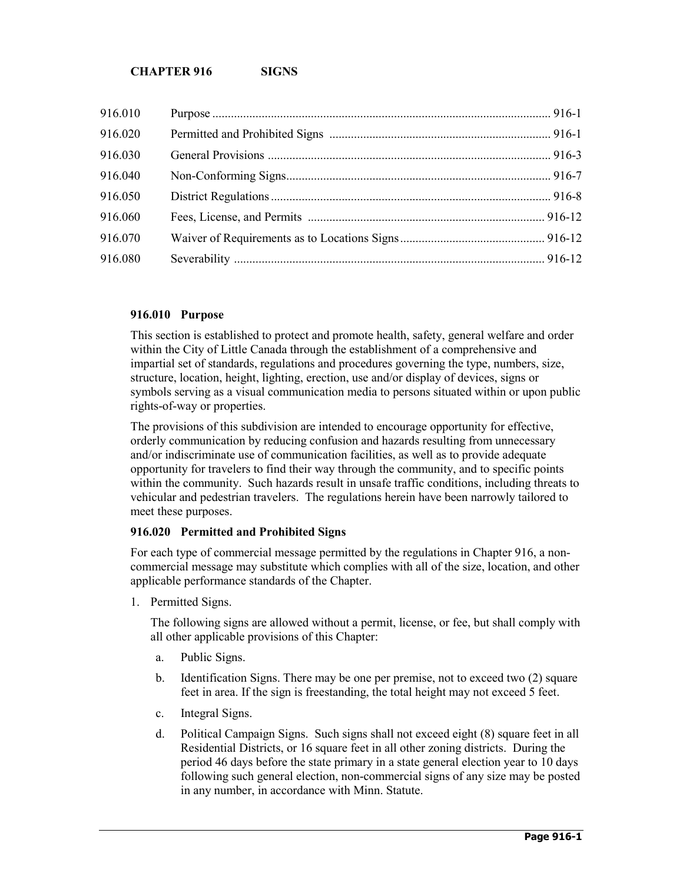# CHAPTER 916 SIGNS

| | | |
|---|---|---|
| 916.010 | Purpose | 916-1 |
| 916.020 | Permitted and Prohibited Signs | 916-1 |
| 916.030 | General Provisions | 916-3 |
| 916.040 | Non-Conforming Signs | 916-7 |
| 916.050 | District Regulations | 916-8 |
| 916.060 | Fees, License, and Permits | 916-12 |
| 916.070 | Waiver of Requirements as to Locations Signs | 916-12 |
| 916.080 | Severability | 916-12 |

## 916.010 Purpose

This section is established to protect and promote health, safety, general welfare and order within the City of Little Canada through the establishment of a comprehensive and impartial set of standards, regulations and procedures governing the type, numbers, size, structure, location, height, lighting, erection, use and/or display of devices, signs or symbols serving as a visual communication media to persons situated within or upon public rights-of-way or properties.

The provisions of this subdivision are intended to encourage opportunity for effective, orderly communication by reducing confusion and hazards resulting from unnecessary and/or indiscriminate use of communication facilities, as well as to provide adequate opportunity for travelers to find their way through the community, and to specific points within the community. Such hazards result in unsafe traffic conditions, including threats to vehicular and pedestrian travelers. The regulations herein have been narrowly tailored to meet these purposes.

## 916.020 Permitted and Prohibited Signs

For each type of commercial message permitted by the regulations in Chapter 916, a non-commercial message may substitute which complies with all of the size, location, and other applicable performance standards of the Chapter.

1. Permitted Signs.

   The following signs are allowed without a permit, license, or fee, but shall comply with all other applicable provisions of this Chapter:

   a. Public Signs.

   b. Identification Signs. There may be one per premise, not to exceed two (2) square feet in area. If the sign is freestanding, the total height may not exceed 5 feet.

   c. Integral Signs.

   d. Political Campaign Signs. Such signs shall not exceed eight (8) square feet in all Residential Districts, or 16 square feet in all other zoning districts. During the period 46 days before the state primary in a state general election year to 10 days following such general election, non-commercial signs of any size may be posted in any number, in accordance with Minn. Statute.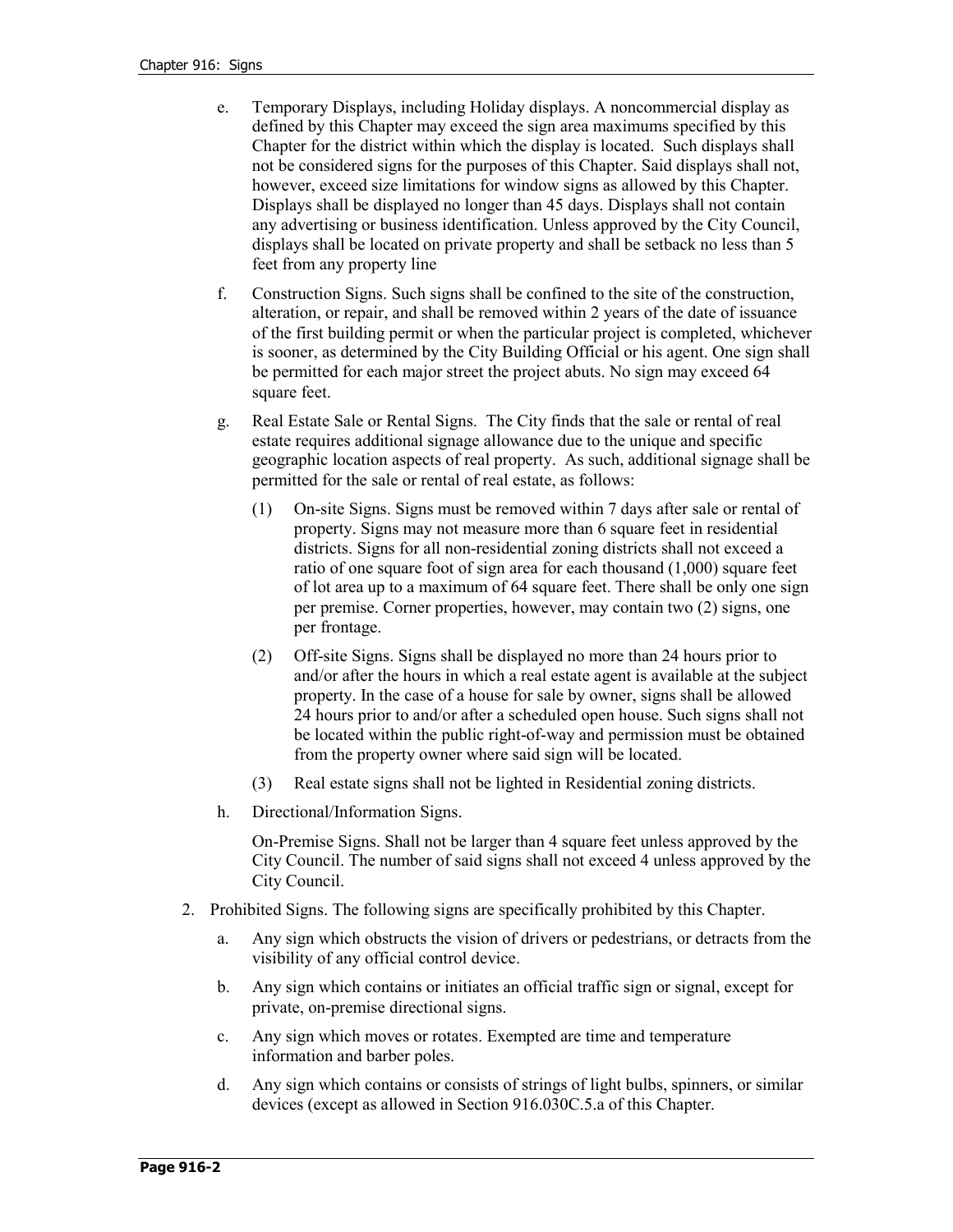e. Temporary Displays, including Holiday displays. A noncommercial display as defined by this Chapter may exceed the sign area maximums specified by this Chapter for the district within which the display is located. Such displays shall not be considered signs for the purposes of this Chapter. Said displays shall not, however, exceed size limitations for window signs as allowed by this Chapter. Displays shall be displayed no longer than 45 days. Displays shall not contain any advertising or business identification. Unless approved by the City Council, displays shall be located on private property and shall be setback no less than 5 feet from any property line

f. Construction Signs. Such signs shall be confined to the site of the construction, alteration, or repair, and shall be removed within 2 years of the date of issuance of the first building permit or when the particular project is completed, whichever is sooner, as determined by the City Building Official or his agent. One sign shall be permitted for each major street the project abuts. No sign may exceed 64 square feet.

g. Real Estate Sale or Rental Signs. The City finds that the sale or rental of real estate requires additional signage allowance due to the unique and specific geographic location aspects of real property. As such, additional signage shall be permitted for the sale or rental of real estate, as follows:

(1) On-site Signs. Signs must be removed within 7 days after sale or rental of property. Signs may not measure more than 6 square feet in residential districts. Signs for all non-residential zoning districts shall not exceed a ratio of one square foot of sign area for each thousand (1,000) square feet of lot area up to a maximum of 64 square feet. There shall be only one sign per premise. Corner properties, however, may contain two (2) signs, one per frontage.

(2) Off-site Signs. Signs shall be displayed no more than 24 hours prior to and/or after the hours in which a real estate agent is available at the subject property. In the case of a house for sale by owner, signs shall be allowed 24 hours prior to and/or after a scheduled open house. Such signs shall not be located within the public right-of-way and permission must be obtained from the property owner where said sign will be located.

(3) Real estate signs shall not be lighted in Residential zoning districts.

h. Directional/Information Signs.

On-Premise Signs. Shall not be larger than 4 square feet unless approved by the City Council. The number of said signs shall not exceed 4 unless approved by the City Council.

2. Prohibited Signs. The following signs are specifically prohibited by this Chapter.

a. Any sign which obstructs the vision of drivers or pedestrians, or detracts from the visibility of any official control device.

b. Any sign which contains or initiates an official traffic sign or signal, except for private, on-premise directional signs.

c. Any sign which moves or rotates. Exempted are time and temperature information and barber poles.

d. Any sign which contains or consists of strings of light bulbs, spinners, or similar devices (except as allowed in Section 916.030C.5.a of this Chapter.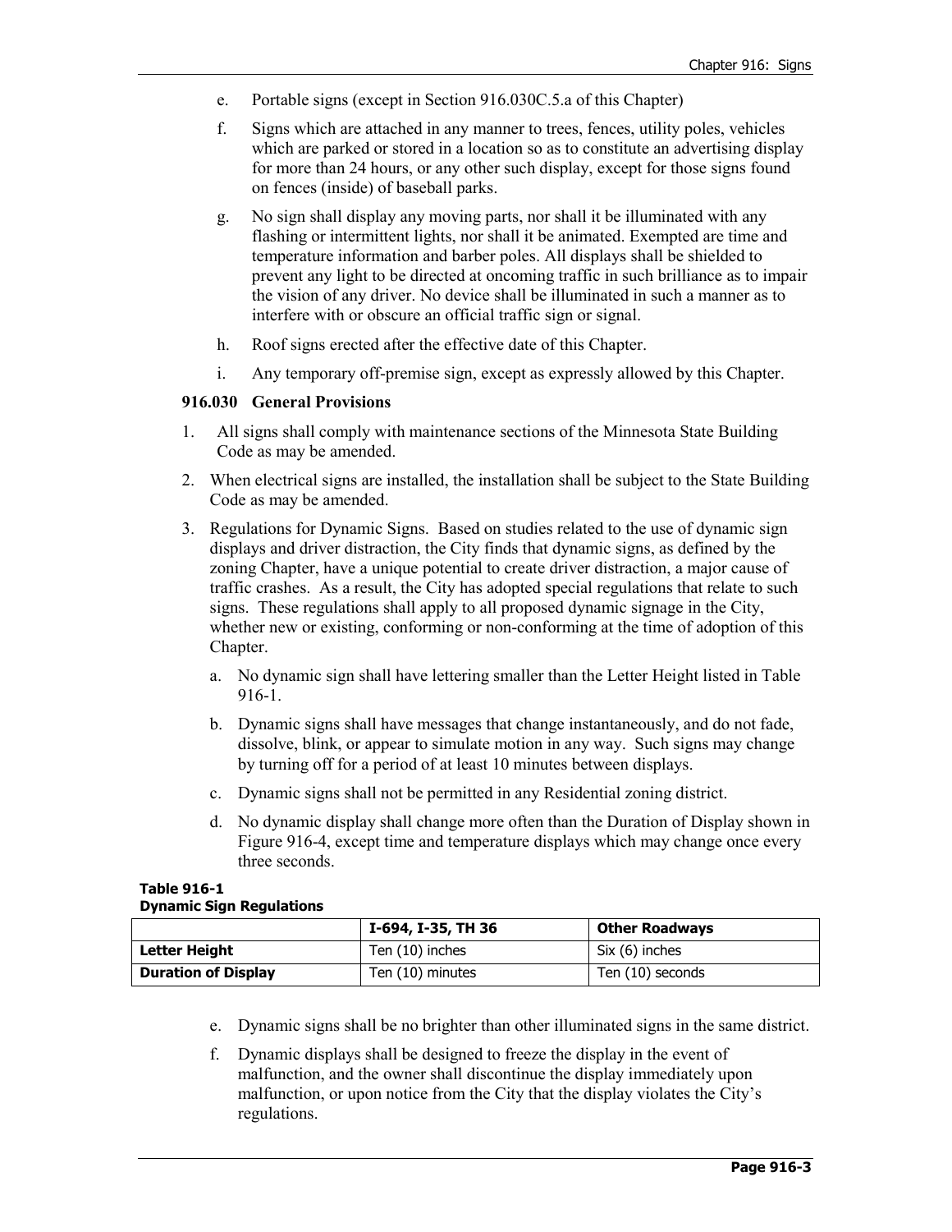e. Portable signs (except in Section 916.030C.5.a of this Chapter)

f. Signs which are attached in any manner to trees, fences, utility poles, vehicles which are parked or stored in a location so as to constitute an advertising display for more than 24 hours, or any other such display, except for those signs found on fences (inside) of baseball parks.

g. No sign shall display any moving parts, nor shall it be illuminated with any flashing or intermittent lights, nor shall it be animated. Exempted are time and temperature information and barber poles. All displays shall be shielded to prevent any light to be directed at oncoming traffic in such brilliance as to impair the vision of any driver. No device shall be illuminated in such a manner as to interfere with or obscure an official traffic sign or signal.

h. Roof signs erected after the effective date of this Chapter.

i. Any temporary off-premise sign, except as expressly allowed by this Chapter.

### 916.030 General Provisions

1. All signs shall comply with maintenance sections of the Minnesota State Building Code as may be amended.

2. When electrical signs are installed, the installation shall be subject to the State Building Code as may be amended.

3. Regulations for Dynamic Signs. Based on studies related to the use of dynamic sign displays and driver distraction, the City finds that dynamic signs, as defined by the zoning Chapter, have a unique potential to create driver distraction, a major cause of traffic crashes. As a result, the City has adopted special regulations that relate to such signs. These regulations shall apply to all proposed dynamic signage in the City, whether new or existing, conforming or non-conforming at the time of adoption of this Chapter.

   a. No dynamic sign shall have lettering smaller than the Letter Height listed in Table 916-1.

   b. Dynamic signs shall have messages that change instantaneously, and do not fade, dissolve, blink, or appear to simulate motion in any way. Such signs may change by turning off for a period of at least 10 minutes between displays.

   c. Dynamic signs shall not be permitted in any Residential zoning district.

   d. No dynamic display shall change more often than the Duration of Display shown in Figure 916-4, except time and temperature displays which may change once every three seconds.

**Table 916-1**
**Dynamic Sign Regulations**

| | I-694, I-35, TH 36 | Other Roadways |
|---|---|---|
| **Letter Height** | Ten (10) inches | Six (6) inches |
| **Duration of Display** | Ten (10) minutes | Ten (10) seconds |

   e. Dynamic signs shall be no brighter than other illuminated signs in the same district.

   f. Dynamic displays shall be designed to freeze the display in the event of malfunction, and the owner shall discontinue the display immediately upon malfunction, or upon notice from the City that the display violates the City's regulations.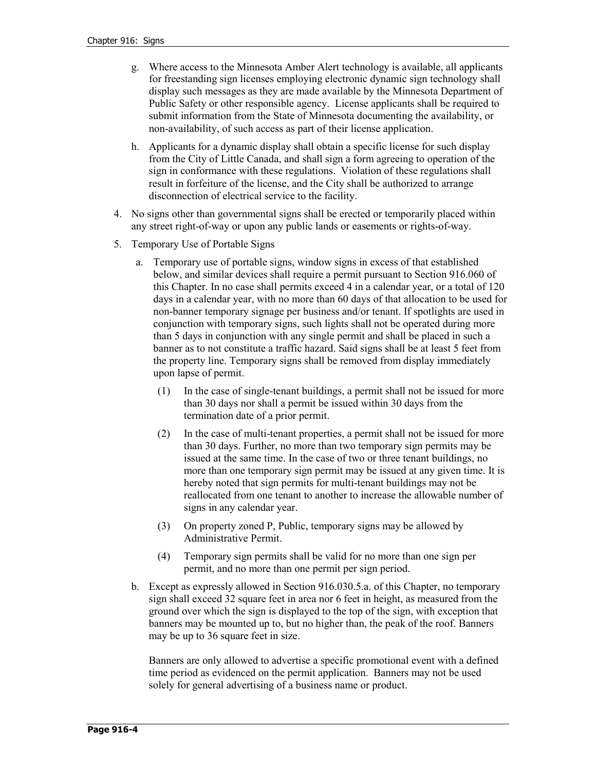g. Where access to the Minnesota Amber Alert technology is available, all applicants for freestanding sign licenses employing electronic dynamic sign technology shall display such messages as they are made available by the Minnesota Department of Public Safety or other responsible agency. License applicants shall be required to submit information from the State of Minnesota documenting the availability, or non-availability, of such access as part of their license application.

h. Applicants for a dynamic display shall obtain a specific license for such display from the City of Little Canada, and shall sign a form agreeing to operation of the sign in conformance with these regulations. Violation of these regulations shall result in forfeiture of the license, and the City shall be authorized to arrange disconnection of electrical service to the facility.

4. No signs other than governmental signs shall be erected or temporarily placed within any street right-of-way or upon any public lands or easements or rights-of-way.

5. Temporary Use of Portable Signs

   a. Temporary use of portable signs, window signs in excess of that established below, and similar devices shall require a permit pursuant to Section 916.060 of this Chapter. In no case shall permits exceed 4 in a calendar year, or a total of 120 days in a calendar year, with no more than 60 days of that allocation to be used for non-banner temporary signage per business and/or tenant. If spotlights are used in conjunction with temporary signs, such lights shall not be operated during more than 5 days in conjunction with any single permit and shall be placed in such a banner as to not constitute a traffic hazard. Said signs shall be at least 5 feet from the property line. Temporary signs shall be removed from display immediately upon lapse of permit.

      (1) In the case of single-tenant buildings, a permit shall not be issued for more than 30 days nor shall a permit be issued within 30 days from the termination date of a prior permit.

      (2) In the case of multi-tenant properties, a permit shall not be issued for more than 30 days. Further, no more than two temporary sign permits may be issued at the same time. In the case of two or three tenant buildings, no more than one temporary sign permit may be issued at any given time. It is hereby noted that sign permits for multi-tenant buildings may not be reallocated from one tenant to another to increase the allowable number of signs in any calendar year.

      (3) On property zoned P, Public, temporary signs may be allowed by Administrative Permit.

      (4) Temporary sign permits shall be valid for no more than one sign per permit, and no more than one permit per sign period.

   b. Except as expressly allowed in Section 916.030.5.a. of this Chapter, no temporary sign shall exceed 32 square feet in area nor 6 feet in height, as measured from the ground over which the sign is displayed to the top of the sign, with exception that banners may be mounted up to, but no higher than, the peak of the roof. Banners may be up to 36 square feet in size.

      Banners are only allowed to advertise a specific promotional event with a defined time period as evidenced on the permit application. Banners may not be used solely for general advertising of a business name or product.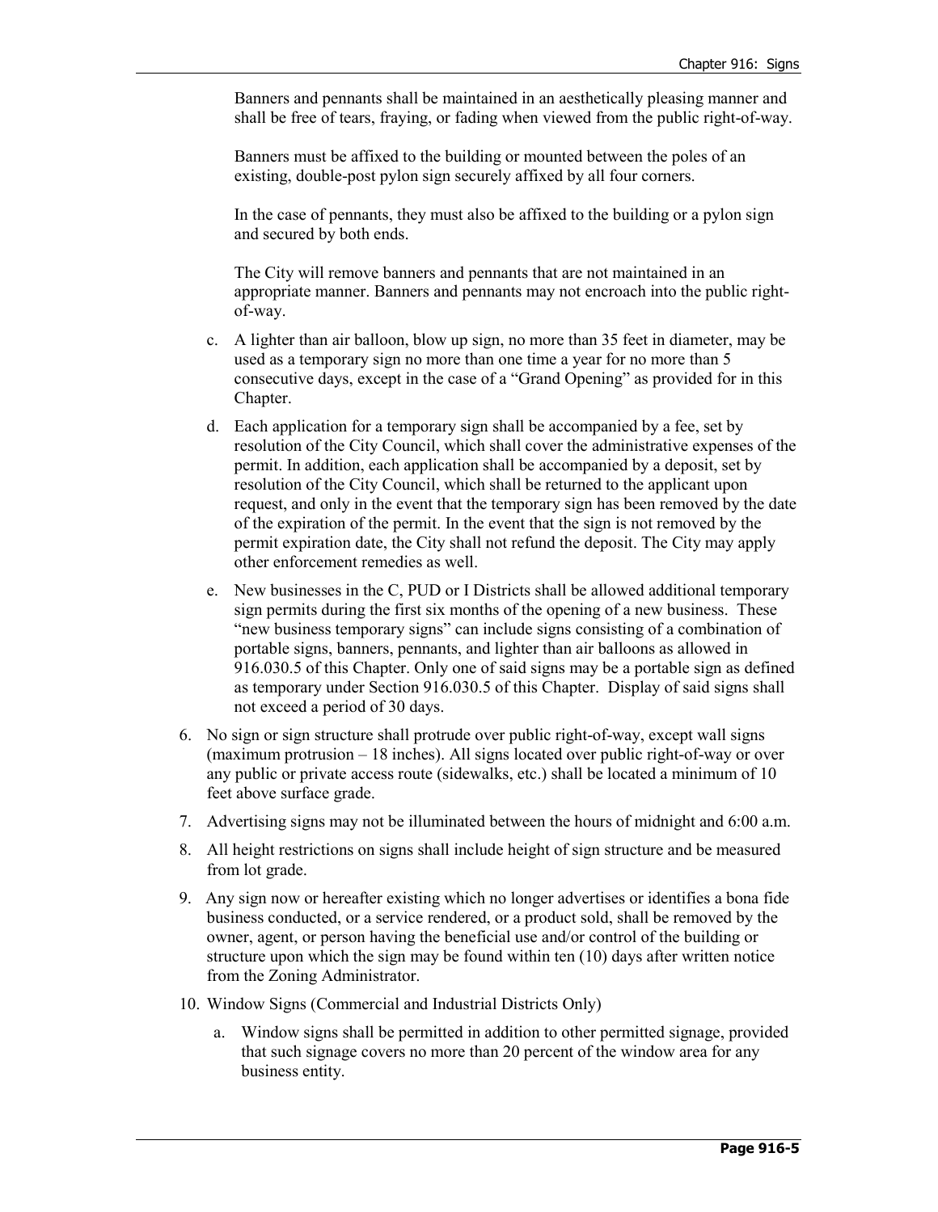Banners and pennants shall be maintained in an aesthetically pleasing manner and shall be free of tears, fraying, or fading when viewed from the public right-of-way.

Banners must be affixed to the building or mounted between the poles of an existing, double-post pylon sign securely affixed by all four corners.

In the case of pennants, they must also be affixed to the building or a pylon sign and secured by both ends.

The City will remove banners and pennants that are not maintained in an appropriate manner. Banners and pennants may not encroach into the public right-of-way.

c. A lighter than air balloon, blow up sign, no more than 35 feet in diameter, may be used as a temporary sign no more than one time a year for no more than 5 consecutive days, except in the case of a "Grand Opening" as provided for in this Chapter.

d. Each application for a temporary sign shall be accompanied by a fee, set by resolution of the City Council, which shall cover the administrative expenses of the permit. In addition, each application shall be accompanied by a deposit, set by resolution of the City Council, which shall be returned to the applicant upon request, and only in the event that the temporary sign has been removed by the date of the expiration of the permit. In the event that the sign is not removed by the permit expiration date, the City shall not refund the deposit. The City may apply other enforcement remedies as well.

e. New businesses in the C, PUD or I Districts shall be allowed additional temporary sign permits during the first six months of the opening of a new business. These "new business temporary signs" can include signs consisting of a combination of portable signs, banners, pennants, and lighter than air balloons as allowed in 916.030.5 of this Chapter. Only one of said signs may be a portable sign as defined as temporary under Section 916.030.5 of this Chapter. Display of said signs shall not exceed a period of 30 days.

6. No sign or sign structure shall protrude over public right-of-way, except wall signs (maximum protrusion – 18 inches). All signs located over public right-of-way or over any public or private access route (sidewalks, etc.) shall be located a minimum of 10 feet above surface grade.

7. Advertising signs may not be illuminated between the hours of midnight and 6:00 a.m.

8. All height restrictions on signs shall include height of sign structure and be measured from lot grade.

9. Any sign now or hereafter existing which no longer advertises or identifies a bona fide business conducted, or a service rendered, or a product sold, shall be removed by the owner, agent, or person having the beneficial use and/or control of the building or structure upon which the sign may be found within ten (10) days after written notice from the Zoning Administrator.

10. Window Signs (Commercial and Industrial Districts Only)

    a. Window signs shall be permitted in addition to other permitted signage, provided that such signage covers no more than 20 percent of the window area for any business entity.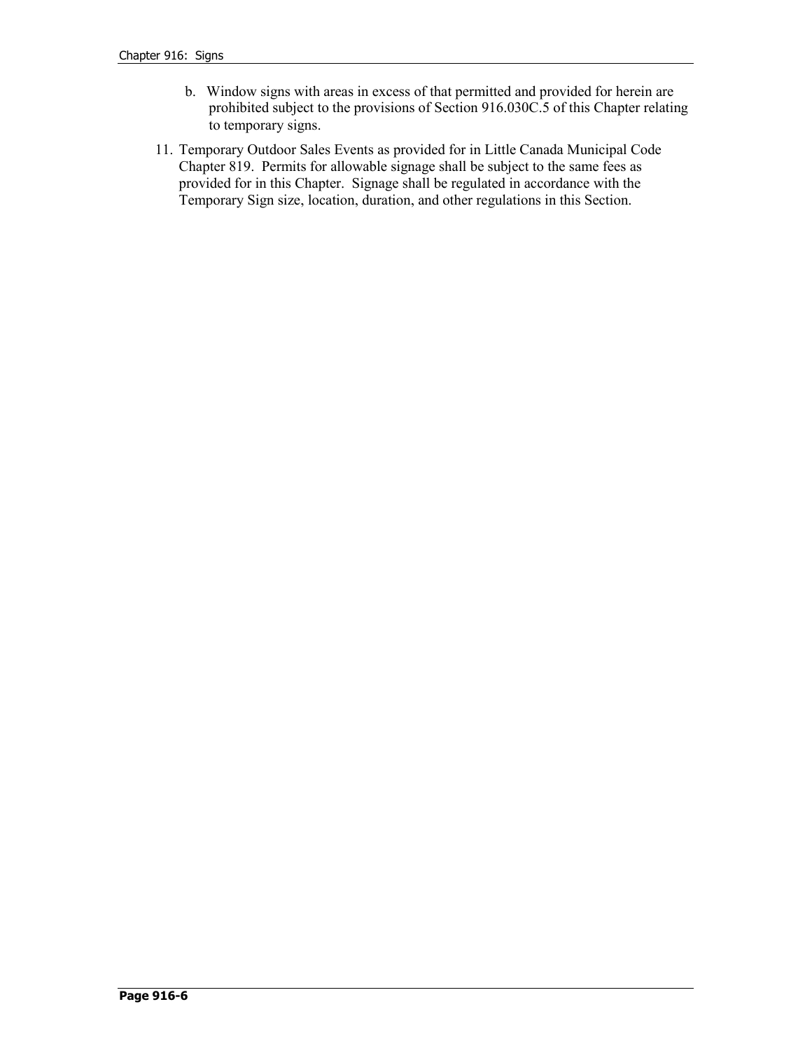b. Window signs with areas in excess of that permitted and provided for herein are prohibited subject to the provisions of Section 916.030C.5 of this Chapter relating to temporary signs.

11. Temporary Outdoor Sales Events as provided for in Little Canada Municipal Code Chapter 819. Permits for allowable signage shall be subject to the same fees as provided for in this Chapter. Signage shall be regulated in accordance with the Temporary Sign size, location, duration, and other regulations in this Section.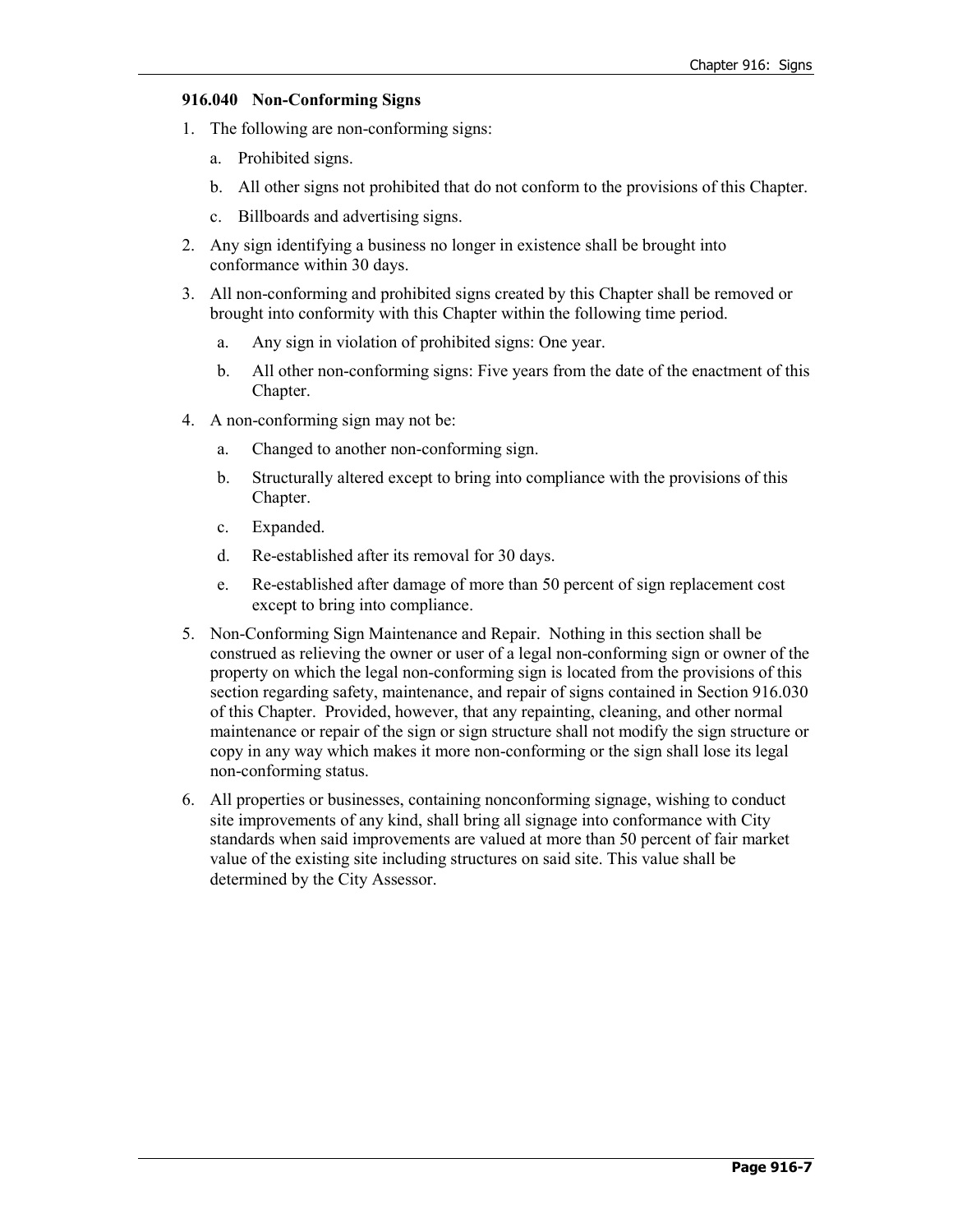### 916.040 Non-Conforming Signs

1. The following are non-conforming signs:
   a. Prohibited signs.
   b. All other signs not prohibited that do not conform to the provisions of this Chapter.
   c. Billboards and advertising signs.
2. Any sign identifying a business no longer in existence shall be brought into conformance within 30 days.
3. All non-conforming and prohibited signs created by this Chapter shall be removed or brought into conformity with this Chapter within the following time period.
   a. Any sign in violation of prohibited signs: One year.
   b. All other non-conforming signs: Five years from the date of the enactment of this Chapter.
4. A non-conforming sign may not be:
   a. Changed to another non-conforming sign.
   b. Structurally altered except to bring into compliance with the provisions of this Chapter.
   c. Expanded.
   d. Re-established after its removal for 30 days.
   e. Re-established after damage of more than 50 percent of sign replacement cost except to bring into compliance.
5. Non-Conforming Sign Maintenance and Repair. Nothing in this section shall be construed as relieving the owner or user of a legal non-conforming sign or owner of the property on which the legal non-conforming sign is located from the provisions of this section regarding safety, maintenance, and repair of signs contained in Section 916.030 of this Chapter. Provided, however, that any repainting, cleaning, and other normal maintenance or repair of the sign or sign structure shall not modify the sign structure or copy in any way which makes it more non-conforming or the sign shall lose its legal non-conforming status.
6. All properties or businesses, containing nonconforming signage, wishing to conduct site improvements of any kind, shall bring all signage into conformance with City standards when said improvements are valued at more than 50 percent of fair market value of the existing site including structures on said site. This value shall be determined by the City Assessor.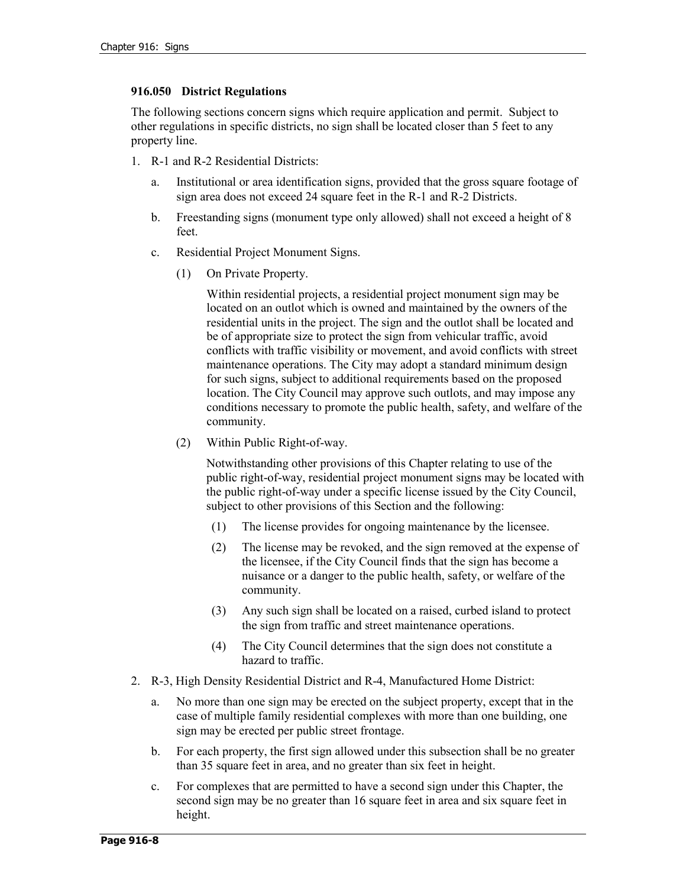### 916.050 District Regulations

The following sections concern signs which require application and permit. Subject to other regulations in specific districts, no sign shall be located closer than 5 feet to any property line.

1. R-1 and R-2 Residential Districts:
   a. Institutional or area identification signs, provided that the gross square footage of sign area does not exceed 24 square feet in the R-1 and R-2 Districts.
   b. Freestanding signs (monument type only allowed) shall not exceed a height of 8 feet.
   c. Residential Project Monument Signs.
      (1) On Private Property.

      Within residential projects, a residential project monument sign may be located on an outlot which is owned and maintained by the owners of the residential units in the project. The sign and the outlot shall be located and be of appropriate size to protect the sign from vehicular traffic, avoid conflicts with traffic visibility or movement, and avoid conflicts with street maintenance operations. The City may adopt a standard minimum design for such signs, subject to additional requirements based on the proposed location. The City Council may approve such outlots, and may impose any conditions necessary to promote the public health, safety, and welfare of the community.

      (2) Within Public Right-of-way.

      Notwithstanding other provisions of this Chapter relating to use of the public right-of-way, residential project monument signs may be located with the public right-of-way under a specific license issued by the City Council, subject to other provisions of this Section and the following:

      (1) The license provides for ongoing maintenance by the licensee.
      (2) The license may be revoked, and the sign removed at the expense of the licensee, if the City Council finds that the sign has become a nuisance or a danger to the public health, safety, or welfare of the community.
      (3) Any such sign shall be located on a raised, curbed island to protect the sign from traffic and street maintenance operations.
      (4) The City Council determines that the sign does not constitute a hazard to traffic.

2. R-3, High Density Residential District and R-4, Manufactured Home District:
   a. No more than one sign may be erected on the subject property, except that in the case of multiple family residential complexes with more than one building, one sign may be erected per public street frontage.
   b. For each property, the first sign allowed under this subsection shall be no greater than 35 square feet in area, and no greater than six feet in height.
   c. For complexes that are permitted to have a second sign under this Chapter, the second sign may be no greater than 16 square feet in area and six square feet in height.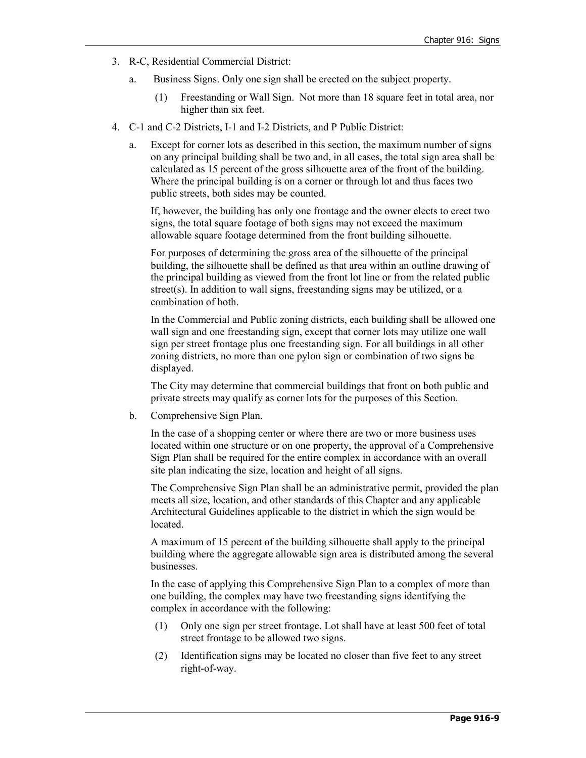3. R-C, Residential Commercial District:

   a. Business Signs. Only one sign shall be erected on the subject property.

      (1) Freestanding or Wall Sign. Not more than 18 square feet in total area, nor higher than six feet.

4. C-1 and C-2 Districts, I-1 and I-2 Districts, and P Public District:

   a. Except for corner lots as described in this section, the maximum number of signs on any principal building shall be two and, in all cases, the total sign area shall be calculated as 15 percent of the gross silhouette area of the front of the building. Where the principal building is on a corner or through lot and thus faces two public streets, both sides may be counted.

      If, however, the building has only one frontage and the owner elects to erect two signs, the total square footage of both signs may not exceed the maximum allowable square footage determined from the front building silhouette.

      For purposes of determining the gross area of the silhouette of the principal building, the silhouette shall be defined as that area within an outline drawing of the principal building as viewed from the front lot line or from the related public street(s). In addition to wall signs, freestanding signs may be utilized, or a combination of both.

      In the Commercial and Public zoning districts, each building shall be allowed one wall sign and one freestanding sign, except that corner lots may utilize one wall sign per street frontage plus one freestanding sign. For all buildings in all other zoning districts, no more than one pylon sign or combination of two signs be displayed.

      The City may determine that commercial buildings that front on both public and private streets may qualify as corner lots for the purposes of this Section.

   b. Comprehensive Sign Plan.

      In the case of a shopping center or where there are two or more business uses located within one structure or on one property, the approval of a Comprehensive Sign Plan shall be required for the entire complex in accordance with an overall site plan indicating the size, location and height of all signs.

      The Comprehensive Sign Plan shall be an administrative permit, provided the plan meets all size, location, and other standards of this Chapter and any applicable Architectural Guidelines applicable to the district in which the sign would be located.

      A maximum of 15 percent of the building silhouette shall apply to the principal building where the aggregate allowable sign area is distributed among the several businesses.

      In the case of applying this Comprehensive Sign Plan to a complex of more than one building, the complex may have two freestanding signs identifying the complex in accordance with the following:

      (1) Only one sign per street frontage. Lot shall have at least 500 feet of total street frontage to be allowed two signs.

      (2) Identification signs may be located no closer than five feet to any street right-of-way.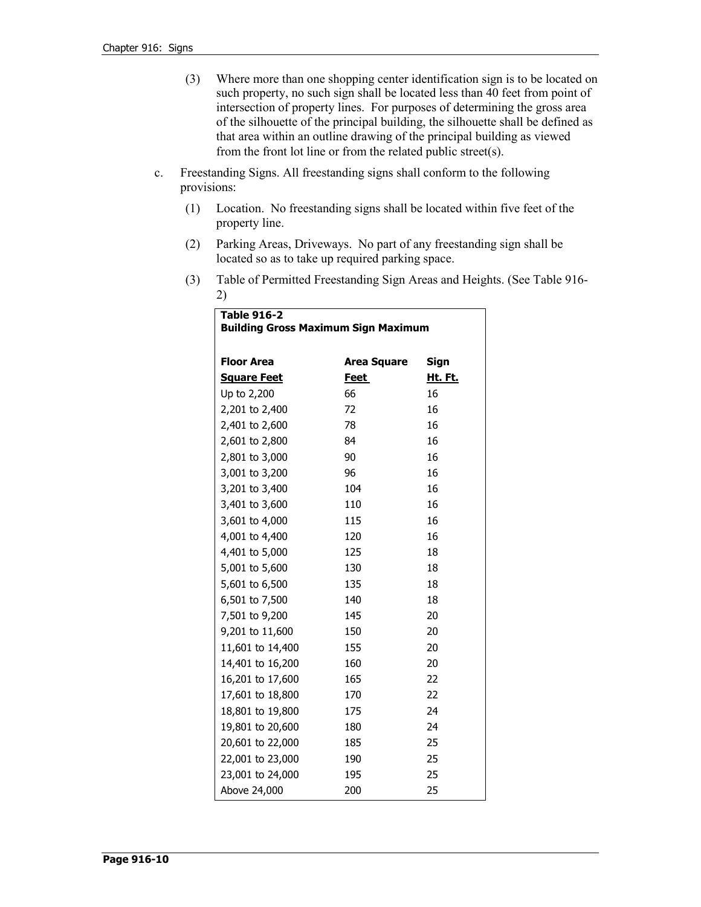(3) Where more than one shopping center identification sign is to be located on such property, no such sign shall be located less than 40 feet from point of intersection of property lines. For purposes of determining the gross area of the silhouette of the principal building, the silhouette shall be defined as that area within an outline drawing of the principal building as viewed from the front lot line or from the related public street(s).

c. Freestanding Signs. All freestanding signs shall conform to the following provisions:

(1) Location. No freestanding signs shall be located within five feet of the property line.

(2) Parking Areas, Driveways. No part of any freestanding sign shall be located so as to take up required parking space.

(3) Table of Permitted Freestanding Sign Areas and Heights. (See Table 916-2)

**Table 916-2**
**Building Gross Maximum Sign Maximum**

| Floor Area Square Feet | Area Square Feet | Sign Ht. Ft. |
|---|---|---|
| Up to 2,200 | 66 | 16 |
| 2,201 to 2,400 | 72 | 16 |
| 2,401 to 2,600 | 78 | 16 |
| 2,601 to 2,800 | 84 | 16 |
| 2,801 to 3,000 | 90 | 16 |
| 3,001 to 3,200 | 96 | 16 |
| 3,201 to 3,400 | 104 | 16 |
| 3,401 to 3,600 | 110 | 16 |
| 3,601 to 4,000 | 115 | 16 |
| 4,001 to 4,400 | 120 | 16 |
| 4,401 to 5,000 | 125 | 18 |
| 5,001 to 5,600 | 130 | 18 |
| 5,601 to 6,500 | 135 | 18 |
| 6,501 to 7,500 | 140 | 18 |
| 7,501 to 9,200 | 145 | 20 |
| 9,201 to 11,600 | 150 | 20 |
| 11,601 to 14,400 | 155 | 20 |
| 14,401 to 16,200 | 160 | 20 |
| 16,201 to 17,600 | 165 | 22 |
| 17,601 to 18,800 | 170 | 22 |
| 18,801 to 19,800 | 175 | 24 |
| 19,801 to 20,600 | 180 | 24 |
| 20,601 to 22,000 | 185 | 25 |
| 22,001 to 23,000 | 190 | 25 |
| 23,001 to 24,000 | 195 | 25 |
| Above 24,000 | 200 | 25 |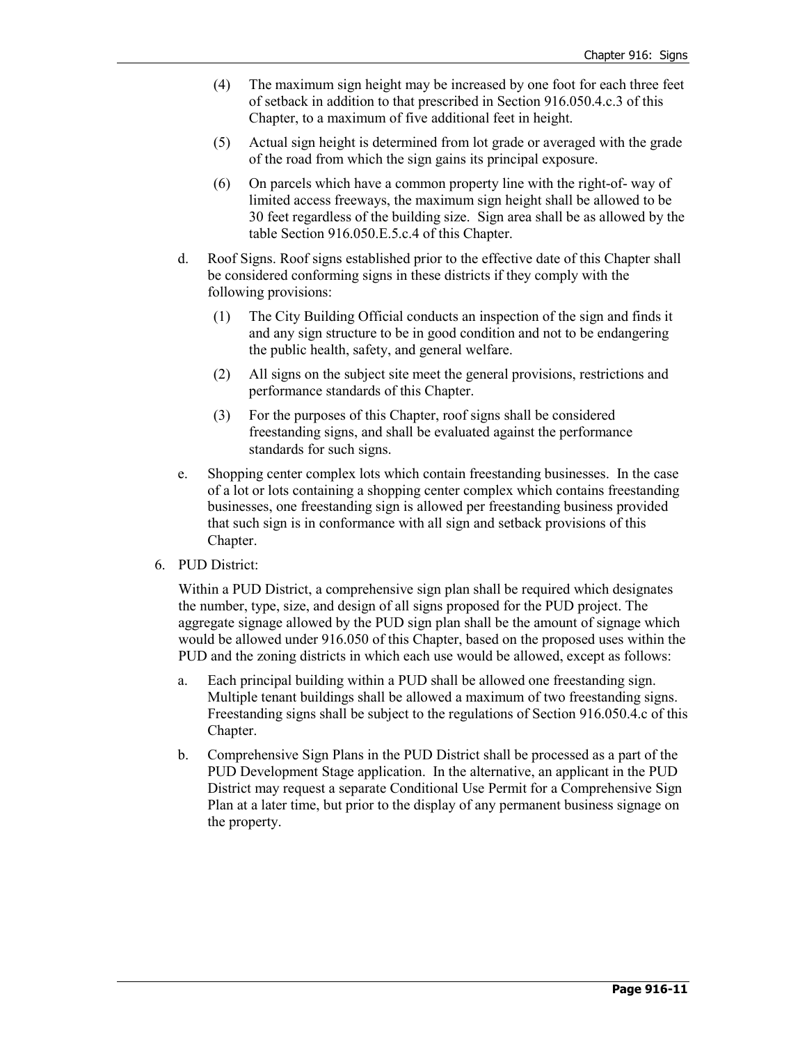(4) The maximum sign height may be increased by one foot for each three feet of setback in addition to that prescribed in Section 916.050.4.c.3 of this Chapter, to a maximum of five additional feet in height.

(5) Actual sign height is determined from lot grade or averaged with the grade of the road from which the sign gains its principal exposure.

(6) On parcels which have a common property line with the right-of- way of limited access freeways, the maximum sign height shall be allowed to be 30 feet regardless of the building size. Sign area shall be as allowed by the table Section 916.050.E.5.c.4 of this Chapter.

d. Roof Signs. Roof signs established prior to the effective date of this Chapter shall be considered conforming signs in these districts if they comply with the following provisions:

(1) The City Building Official conducts an inspection of the sign and finds it and any sign structure to be in good condition and not to be endangering the public health, safety, and general welfare.

(2) All signs on the subject site meet the general provisions, restrictions and performance standards of this Chapter.

(3) For the purposes of this Chapter, roof signs shall be considered freestanding signs, and shall be evaluated against the performance standards for such signs.

e. Shopping center complex lots which contain freestanding businesses. In the case of a lot or lots containing a shopping center complex which contains freestanding businesses, one freestanding sign is allowed per freestanding business provided that such sign is in conformance with all sign and setback provisions of this Chapter.

6. PUD District:

Within a PUD District, a comprehensive sign plan shall be required which designates the number, type, size, and design of all signs proposed for the PUD project. The aggregate signage allowed by the PUD sign plan shall be the amount of signage which would be allowed under 916.050 of this Chapter, based on the proposed uses within the PUD and the zoning districts in which each use would be allowed, except as follows:

a. Each principal building within a PUD shall be allowed one freestanding sign. Multiple tenant buildings shall be allowed a maximum of two freestanding signs. Freestanding signs shall be subject to the regulations of Section 916.050.4.c of this Chapter.

b. Comprehensive Sign Plans in the PUD District shall be processed as a part of the PUD Development Stage application. In the alternative, an applicant in the PUD District may request a separate Conditional Use Permit for a Comprehensive Sign Plan at a later time, but prior to the display of any permanent business signage on the property.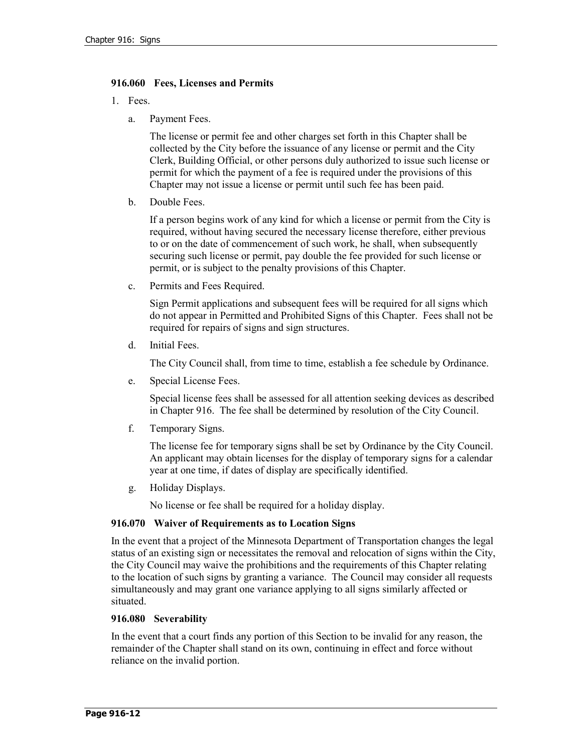### 916.060 Fees, Licenses and Permits

1. Fees.

   a. Payment Fees.

      The license or permit fee and other charges set forth in this Chapter shall be collected by the City before the issuance of any license or permit and the City Clerk, Building Official, or other persons duly authorized to issue such license or permit for which the payment of a fee is required under the provisions of this Chapter may not issue a license or permit until such fee has been paid.

   b. Double Fees.

      If a person begins work of any kind for which a license or permit from the City is required, without having secured the necessary license therefore, either previous to or on the date of commencement of such work, he shall, when subsequently securing such license or permit, pay double the fee provided for such license or permit, or is subject to the penalty provisions of this Chapter.

   c. Permits and Fees Required.

      Sign Permit applications and subsequent fees will be required for all signs which do not appear in Permitted and Prohibited Signs of this Chapter. Fees shall not be required for repairs of signs and sign structures.

   d. Initial Fees.

      The City Council shall, from time to time, establish a fee schedule by Ordinance.

   e. Special License Fees.

      Special license fees shall be assessed for all attention seeking devices as described in Chapter 916. The fee shall be determined by resolution of the City Council.

   f. Temporary Signs.

      The license fee for temporary signs shall be set by Ordinance by the City Council. An applicant may obtain licenses for the display of temporary signs for a calendar year at one time, if dates of display are specifically identified.

   g. Holiday Displays.

      No license or fee shall be required for a holiday display.

### 916.070 Waiver of Requirements as to Location Signs

In the event that a project of the Minnesota Department of Transportation changes the legal status of an existing sign or necessitates the removal and relocation of signs within the City, the City Council may waive the prohibitions and the requirements of this Chapter relating to the location of such signs by granting a variance. The Council may consider all requests simultaneously and may grant one variance applying to all signs similarly affected or situated.

### 916.080 Severability

In the event that a court finds any portion of this Section to be invalid for any reason, the remainder of the Chapter shall stand on its own, continuing in effect and force without reliance on the invalid portion.